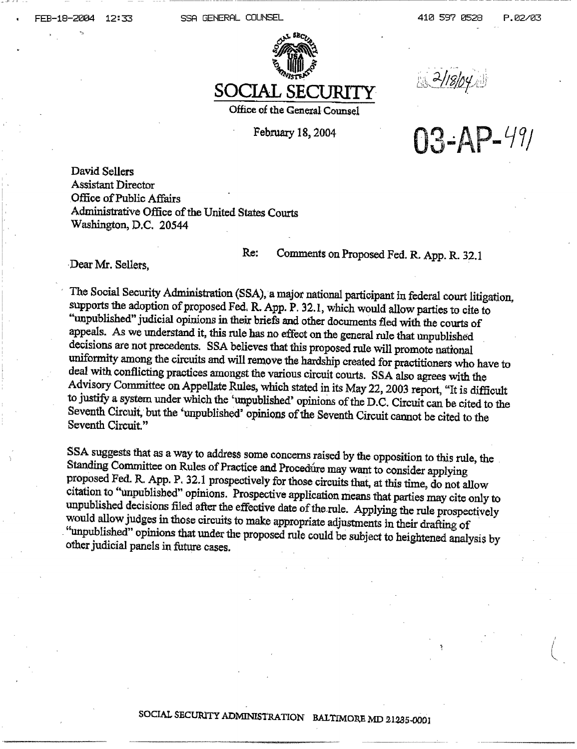# SOCIAL SECURITY

Office of the General Counsel

February 18, 2004

2/18/04

03-AP-491

David Sellers
Assistant Director
Office of Public Affairs
Administrative Office of the United States Courts
Washington, D.C. 20544

Re: Comments on Proposed Fed. R. App. R. 32.1

Dear Mr. Sellers,

The Social Security Administration (SSA), a major national participant in federal court litigation, supports the adoption of proposed Fed. R. App. P. 32.1, which would allow parties to cite to "unpublished" judicial opinions in their briefs and other documents filed with the courts of appeals. As we understand it, this rule has no effect on the general rule that unpublished decisions are not precedents. SSA believes that this proposed rule will promote national uniformity among the circuits and will remove the hardship created for practitioners who have to deal with conflicting practices amongst the various circuit courts. SSA also agrees with the Advisory Committee on Appellate Rules, which stated in its May 22, 2003 report, "It is difficult to justify a system under which the 'unpublished' opinions of the D.C. Circuit can be cited to the Seventh Circuit, but the 'unpublished' opinions of the Seventh Circuit cannot be cited to the Seventh Circuit."

SSA suggests that as a way to address some concerns raised by the opposition to this rule, the Standing Committee on Rules of Practice and Procedure may want to consider applying proposed Fed. R. App. P. 32.1 prospectively for those circuits that, at this time, do not allow citation to "unpublished" opinions. Prospective application means that parties may cite only to unpublished decisions filed after the effective date of the rule. Applying the rule prospectively would allow judges in those circuits to make appropriate adjustments in their drafting of "unpublished" opinions that under the proposed rule could be subject to heightened analysis by other judicial panels in future cases.

SOCIAL SECURITY ADMINISTRATION BALTIMORE MD 21235-0001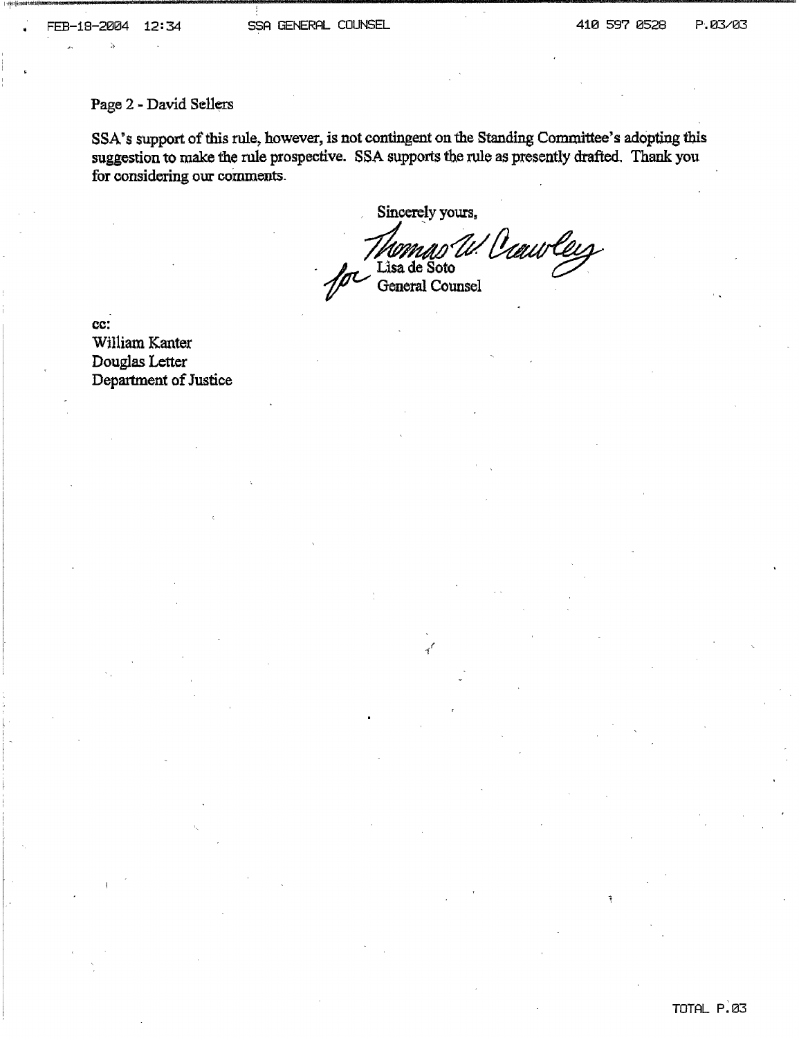Page 2 - David Sellers

SSA's support of this rule, however, is not contingent on the Standing Committee's adopting this suggestion to make the rule prospective. SSA supports the rule as presently drafted. Thank you for considering our comments.

Sincerely yours,

Thomas W. Crawley
for Lisa de Soto
General Counsel

cc:
William Kanter
Douglas Letter
Department of Justice